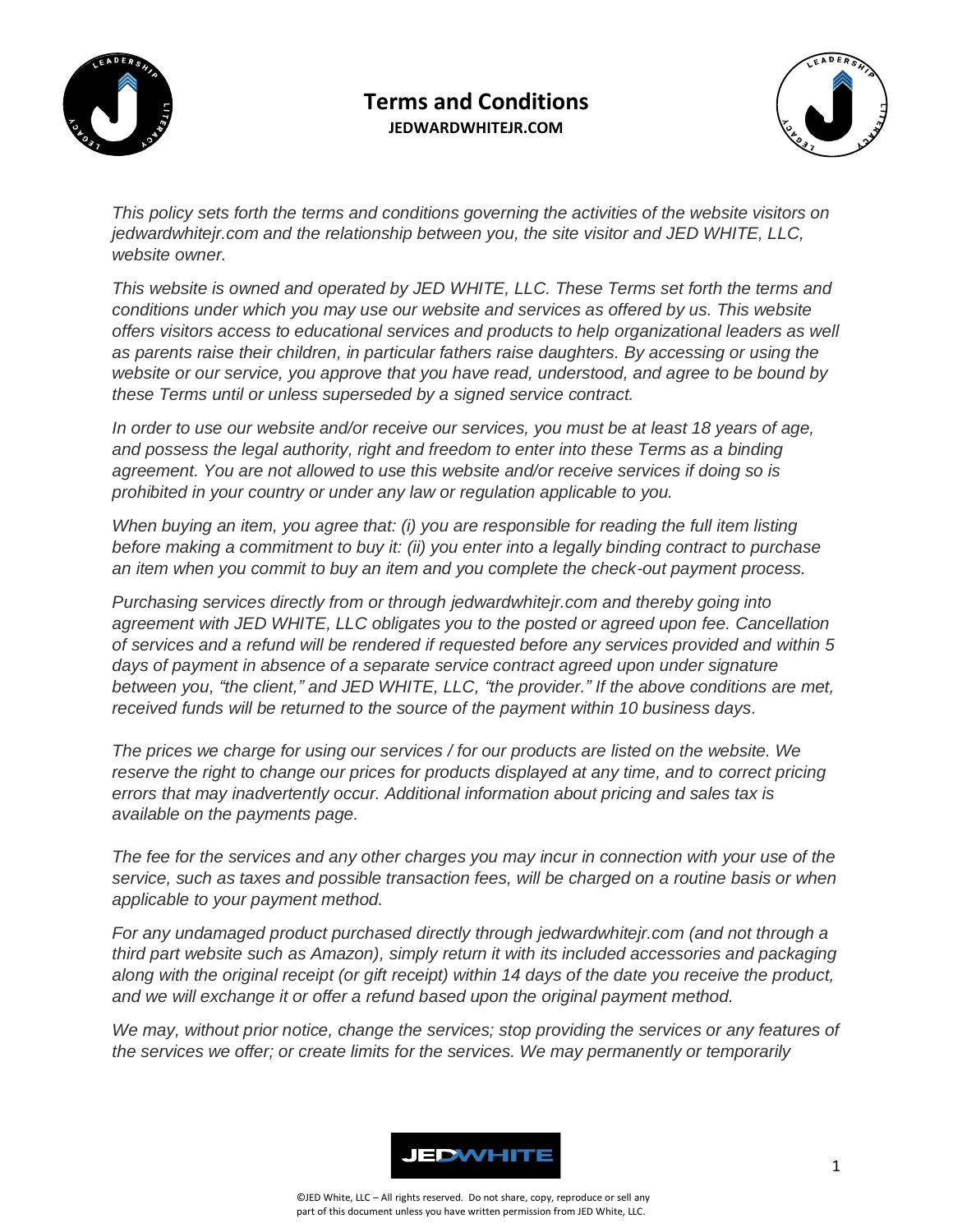# Terms and Conditions

**JEDWARDWHITEJR.COM**

*This policy sets forth the terms and conditions governing the activities of the website visitors on jedwardwhitejr.com and the relationship between you, the site visitor and JED WHITE, LLC, website owner.*

*This website is owned and operated by JED WHITE, LLC. These Terms set forth the terms and conditions under which you may use our website and services as offered by us. This website offers visitors access to educational services and products to help organizational leaders as well as parents raise their children, in particular fathers raise daughters. By accessing or using the website or our service, you approve that you have read, understood, and agree to be bound by these Terms until or unless superseded by a signed service contract.*

*In order to use our website and/or receive our services, you must be at least 18 years of age, and possess the legal authority, right and freedom to enter into these Terms as a binding agreement. You are not allowed to use this website and/or receive services if doing so is prohibited in your country or under any law or regulation applicable to you.*

*When buying an item, you agree that: (i) you are responsible for reading the full item listing before making a commitment to buy it: (ii) you enter into a legally binding contract to purchase an item when you commit to buy an item and you complete the check-out payment process.*

*Purchasing services directly from or through jedwardwhitejr.com and thereby going into agreement with JED WHITE, LLC obligates you to the posted or agreed upon fee. Cancellation of services and a refund will be rendered if requested before any services provided and within 5 days of payment in absence of a separate service contract agreed upon under signature between you, "the client," and JED WHITE, LLC, "the provider." If the above conditions are met, received funds will be returned to the source of the payment within 10 business days.*

*The prices we charge for using our services / for our products are listed on the website. We reserve the right to change our prices for products displayed at any time, and to correct pricing errors that may inadvertently occur. Additional information about pricing and sales tax is available on the payments page.*

*The fee for the services and any other charges you may incur in connection with your use of the service, such as taxes and possible transaction fees, will be charged on a routine basis or when applicable to your payment method.*

*For any undamaged product purchased directly through jedwardwhitejr.com (and not through a third part website such as Amazon), simply return it with its included accessories and packaging along with the original receipt (or gift receipt) within 14 days of the date you receive the product, and we will exchange it or offer a refund based upon the original payment method.*

*We may, without prior notice, change the services; stop providing the services or any features of the services we offer; or create limits for the services. We may permanently or temporarily*

©JED White, LLC – All rights reserved. Do not share, copy, reproduce or sell any part of this document unless you have written permission from JED White, LLC.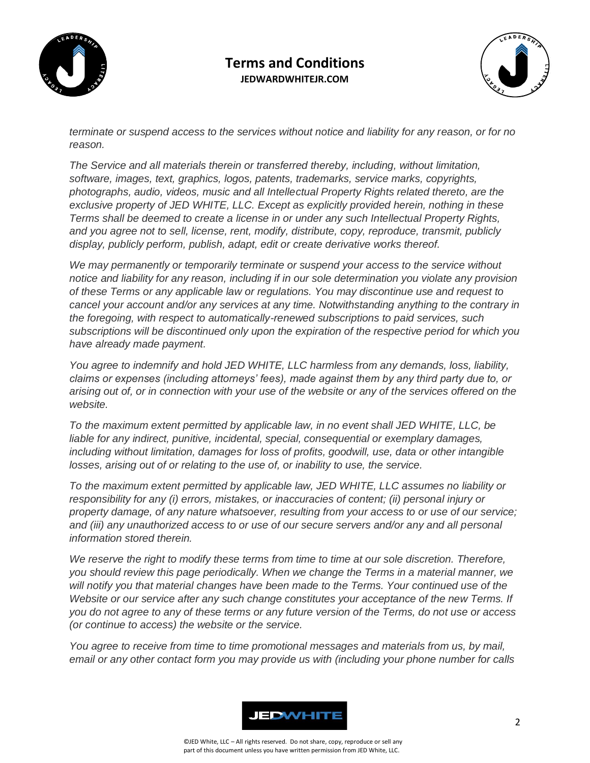*terminate or suspend access to the services without notice and liability for any reason, or for no reason.*

*The Service and all materials therein or transferred thereby, including, without limitation, software, images, text, graphics, logos, patents, trademarks, service marks, copyrights, photographs, audio, videos, music and all Intellectual Property Rights related thereto, are the exclusive property of JED WHITE, LLC. Except as explicitly provided herein, nothing in these Terms shall be deemed to create a license in or under any such Intellectual Property Rights, and you agree not to sell, license, rent, modify, distribute, copy, reproduce, transmit, publicly display, publicly perform, publish, adapt, edit or create derivative works thereof.*

*We may permanently or temporarily terminate or suspend your access to the service without notice and liability for any reason, including if in our sole determination you violate any provision of these Terms or any applicable law or regulations. You may discontinue use and request to cancel your account and/or any services at any time. Notwithstanding anything to the contrary in the foregoing, with respect to automatically-renewed subscriptions to paid services, such subscriptions will be discontinued only upon the expiration of the respective period for which you have already made payment.*

*You agree to indemnify and hold JED WHITE, LLC harmless from any demands, loss, liability, claims or expenses (including attorneys' fees), made against them by any third party due to, or arising out of, or in connection with your use of the website or any of the services offered on the website.*

*To the maximum extent permitted by applicable law, in no event shall JED WHITE, LLC, be liable for any indirect, punitive, incidental, special, consequential or exemplary damages, including without limitation, damages for loss of profits, goodwill, use, data or other intangible losses, arising out of or relating to the use of, or inability to use, the service.*

*To the maximum extent permitted by applicable law, JED WHITE, LLC assumes no liability or responsibility for any (i) errors, mistakes, or inaccuracies of content; (ii) personal injury or property damage, of any nature whatsoever, resulting from your access to or use of our service; and (iii) any unauthorized access to or use of our secure servers and/or any and all personal information stored therein.*

*We reserve the right to modify these terms from time to time at our sole discretion. Therefore, you should review this page periodically. When we change the Terms in a material manner, we will notify you that material changes have been made to the Terms. Your continued use of the Website or our service after any such change constitutes your acceptance of the new Terms. If you do not agree to any of these terms or any future version of the Terms, do not use or access (or continue to access) the website or the service.*

*You agree to receive from time to time promotional messages and materials from us, by mail, email or any other contact form you may provide us with (including your phone number for calls*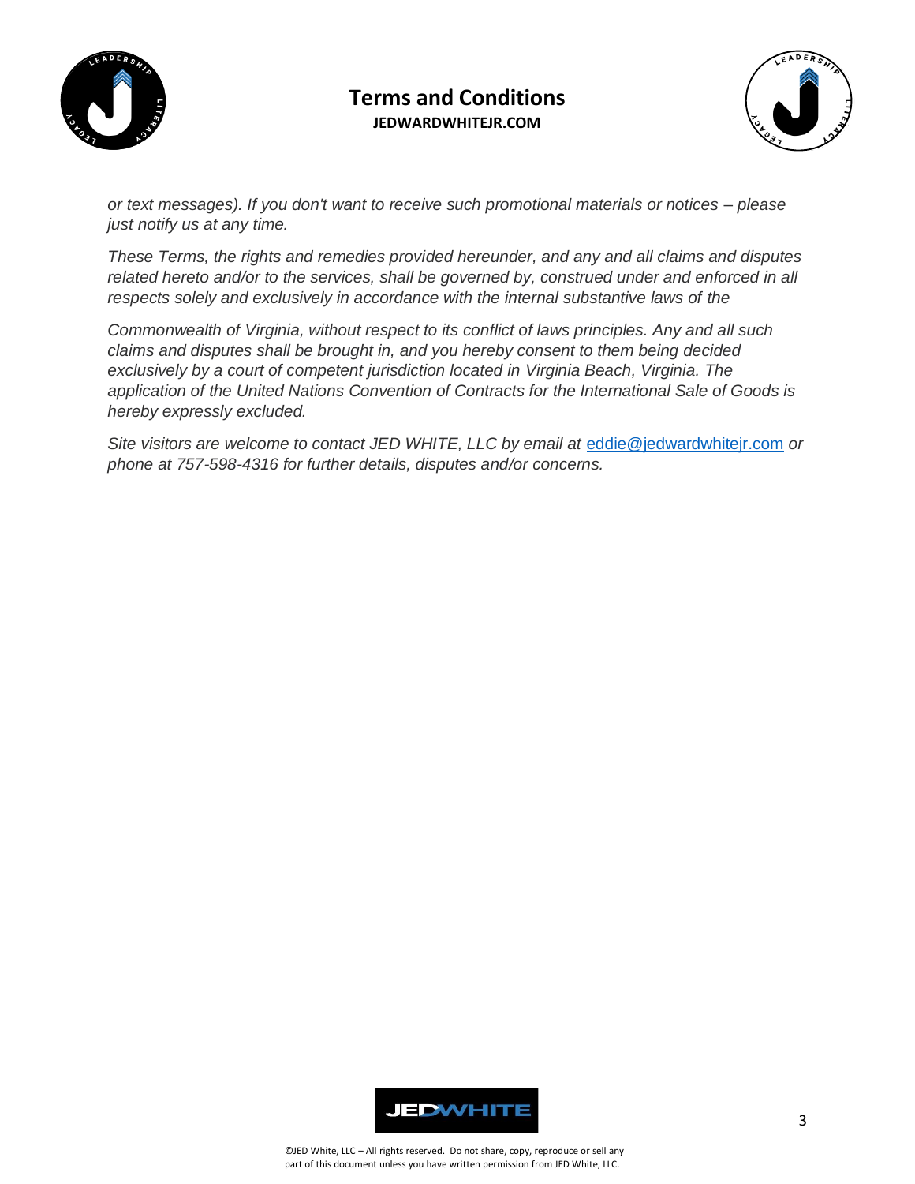*or text messages). If you don't want to receive such promotional materials or notices – please just notify us at any time.*

*These Terms, the rights and remedies provided hereunder, and any and all claims and disputes related hereto and/or to the services, shall be governed by, construed under and enforced in all respects solely and exclusively in accordance with the internal substantive laws of the*

*Commonwealth of Virginia, without respect to its conflict of laws principles. Any and all such claims and disputes shall be brought in, and you hereby consent to them being decided exclusively by a court of competent jurisdiction located in Virginia Beach, Virginia. The application of the United Nations Convention of Contracts for the International Sale of Goods is hereby expressly excluded.*

*Site visitors are welcome to contact JED WHITE, LLC by email at* eddie@jedwardwhitejr.com *or phone at 757-598-4316 for further details, disputes and/or concerns.*